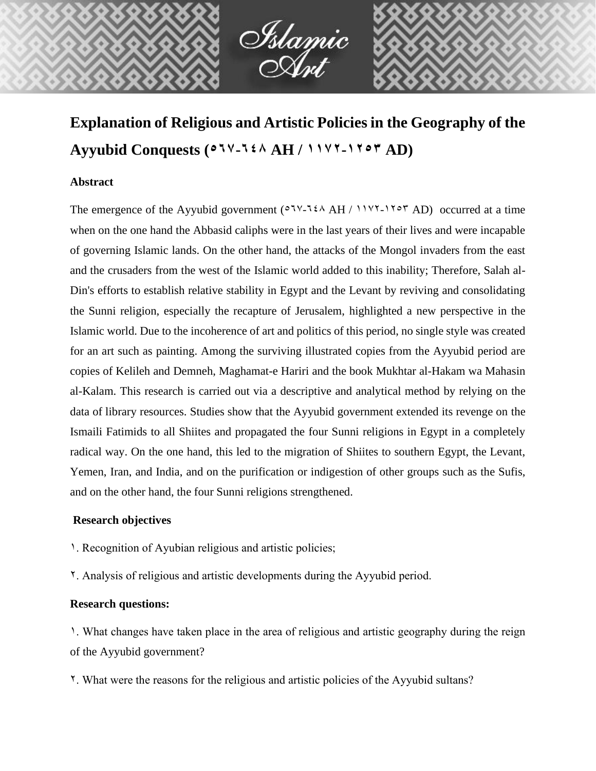# Explanation of Religious and Artistic Policies in the Geography of the Ayyubid Conquests (٥٦٧-٦٤٨ AH / ١١٧٢-١٢٥٣ AD)

## Abstract

The emergence of the Ayyubid government (٥٦٧-٦٤٨ AH / ١١٧٢-١٢٥٣ AD) occurred at a time when on the one hand the Abbasid caliphs were in the last years of their lives and were incapable of governing Islamic lands. On the other hand, the attacks of the Mongol invaders from the east and the crusaders from the west of the Islamic world added to this inability; Therefore, Salah al-Din's efforts to establish relative stability in Egypt and the Levant by reviving and consolidating the Sunni religion, especially the recapture of Jerusalem, highlighted a new perspective in the Islamic world. Due to the incoherence of art and politics of this period, no single style was created for an art such as painting. Among the surviving illustrated copies from the Ayyubid period are copies of Kelileh and Demneh, Maghamat-e Hariri and the book Mukhtar al-Hakam wa Mahasin al-Kalam. This research is carried out via a descriptive and analytical method by relying on the data of library resources. Studies show that the Ayyubid government extended its revenge on the Ismaili Fatimids to all Shiites and propagated the four Sunni religions in Egypt in a completely radical way. On the one hand, this led to the migration of Shiites to southern Egypt, the Levant, Yemen, Iran, and India, and on the purification or indigestion of other groups such as the Sufis, and on the other hand, the four Sunni religions strengthened.

## Research objectives

١. Recognition of Ayubian religious and artistic policies;

٢. Analysis of religious and artistic developments during the Ayyubid period.

## Research questions:

١. What changes have taken place in the area of religious and artistic geography during the reign of the Ayyubid government?

٢. What were the reasons for the religious and artistic policies of the Ayyubid sultans?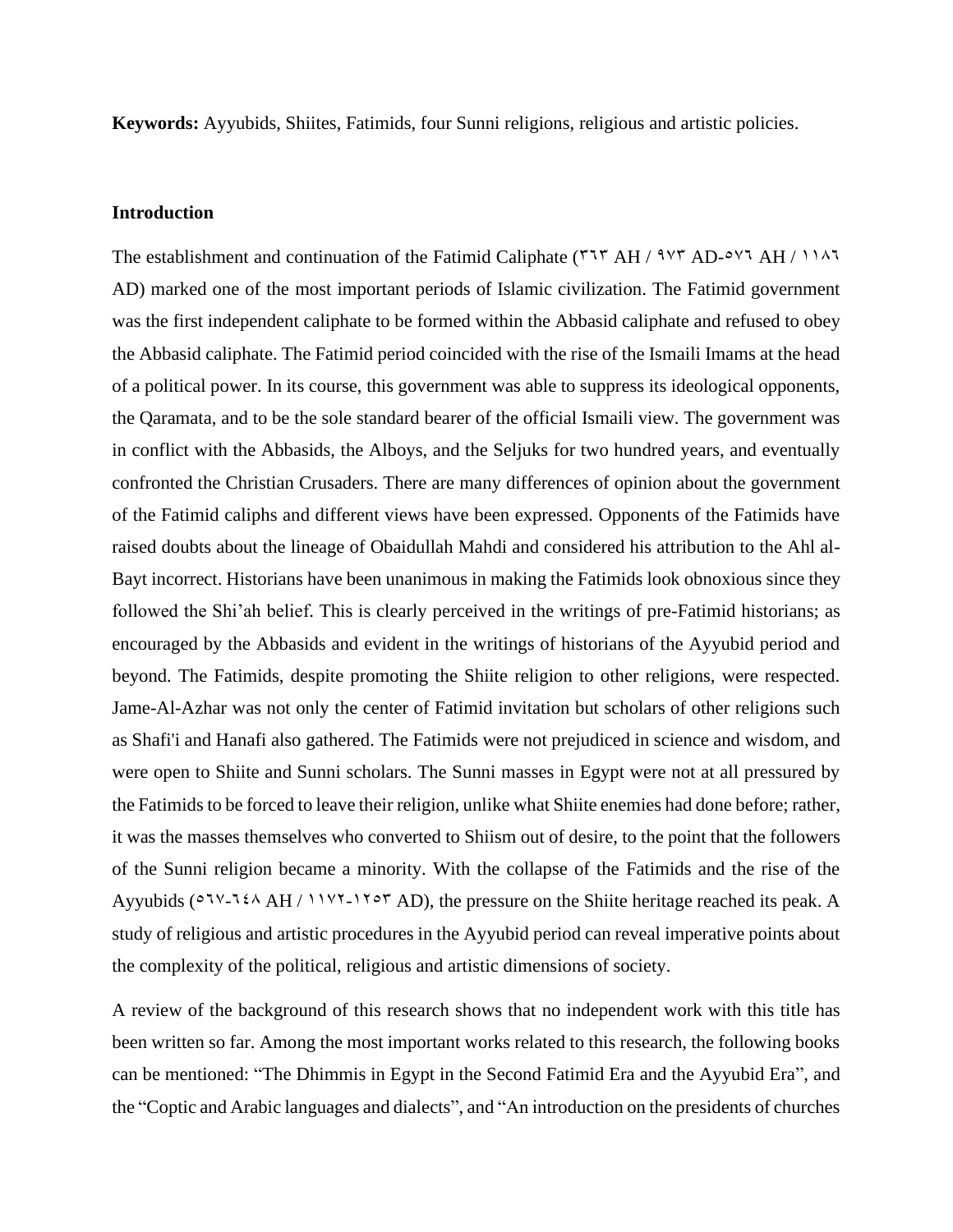**Keywords:** Ayyubids, Shiites, Fatimids, four Sunni religions, religious and artistic policies.

## Introduction

The establishment and continuation of the Fatimid Caliphate (٣٦٣ AH / ٩٧٣ AD-٥٧٦ AH / ١١٨٦ AD) marked one of the most important periods of Islamic civilization. The Fatimid government was the first independent caliphate to be formed within the Abbasid caliphate and refused to obey the Abbasid caliphate. The Fatimid period coincided with the rise of the Ismaili Imams at the head of a political power. In its course, this government was able to suppress its ideological opponents, the Qaramata, and to be the sole standard bearer of the official Ismaili view. The government was in conflict with the Abbasids, the Alboys, and the Seljuks for two hundred years, and eventually confronted the Christian Crusaders. There are many differences of opinion about the government of the Fatimid caliphs and different views have been expressed. Opponents of the Fatimids have raised doubts about the lineage of Obaidullah Mahdi and considered his attribution to the Ahl al-Bayt incorrect. Historians have been unanimous in making the Fatimids look obnoxious since they followed the Shi'ah belief. This is clearly perceived in the writings of pre-Fatimid historians; as encouraged by the Abbasids and evident in the writings of historians of the Ayyubid period and beyond. The Fatimids, despite promoting the Shiite religion to other religions, were respected. Jame-Al-Azhar was not only the center of Fatimid invitation but scholars of other religions such as Shafi'i and Hanafi also gathered. The Fatimids were not prejudiced in science and wisdom, and were open to Shiite and Sunni scholars. The Sunni masses in Egypt were not at all pressured by the Fatimids to be forced to leave their religion, unlike what Shiite enemies had done before; rather, it was the masses themselves who converted to Shiism out of desire, to the point that the followers of the Sunni religion became a minority. With the collapse of the Fatimids and the rise of the Ayyubids (٥٦٧-٦٤٨ AH / ١١٧٢-١٢٥٣ AD), the pressure on the Shiite heritage reached its peak. A study of religious and artistic procedures in the Ayyubid period can reveal imperative points about the complexity of the political, religious and artistic dimensions of society.

A review of the background of this research shows that no independent work with this title has been written so far. Among the most important works related to this research, the following books can be mentioned: "The Dhimmis in Egypt in the Second Fatimid Era and the Ayyubid Era", and the "Coptic and Arabic languages and dialects", and "An introduction on the presidents of churches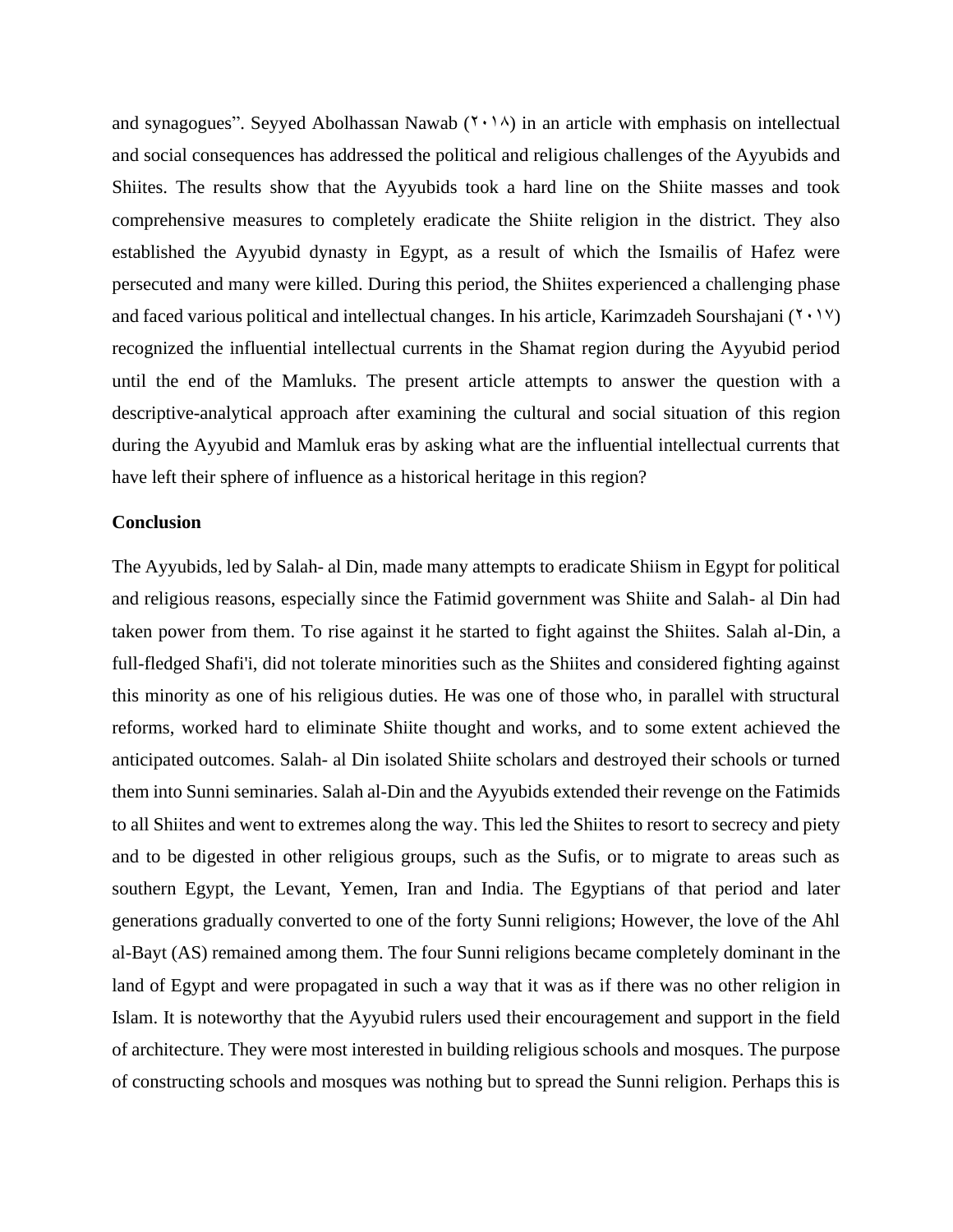and synagogues". Seyyed Abolhassan Nawab (۲۰۱۸) in an article with emphasis on intellectual and social consequences has addressed the political and religious challenges of the Ayyubids and Shiites. The results show that the Ayyubids took a hard line on the Shiite masses and took comprehensive measures to completely eradicate the Shiite religion in the district. They also established the Ayyubid dynasty in Egypt, as a result of which the Ismailis of Hafez were persecuted and many were killed. During this period, the Shiites experienced a challenging phase and faced various political and intellectual changes. In his article, Karimzadeh Sourshajani (۲۰۱۷) recognized the influential intellectual currents in the Shamat region during the Ayyubid period until the end of the Mamluks. The present article attempts to answer the question with a descriptive-analytical approach after examining the cultural and social situation of this region during the Ayyubid and Mamluk eras by asking what are the influential intellectual currents that have left their sphere of influence as a historical heritage in this region?

**Conclusion**

The Ayyubids, led by Salah- al Din, made many attempts to eradicate Shiism in Egypt for political and religious reasons, especially since the Fatimid government was Shiite and Salah- al Din had taken power from them. To rise against it he started to fight against the Shiites. Salah al-Din, a full-fledged Shafi'i, did not tolerate minorities such as the Shiites and considered fighting against this minority as one of his religious duties. He was one of those who, in parallel with structural reforms, worked hard to eliminate Shiite thought and works, and to some extent achieved the anticipated outcomes. Salah- al Din isolated Shiite scholars and destroyed their schools or turned them into Sunni seminaries. Salah al-Din and the Ayyubids extended their revenge on the Fatimids to all Shiites and went to extremes along the way. This led the Shiites to resort to secrecy and piety and to be digested in other religious groups, such as the Sufis, or to migrate to areas such as southern Egypt, the Levant, Yemen, Iran and India. The Egyptians of that period and later generations gradually converted to one of the forty Sunni religions; However, the love of the Ahl al-Bayt (AS) remained among them. The four Sunni religions became completely dominant in the land of Egypt and were propagated in such a way that it was as if there was no other religion in Islam. It is noteworthy that the Ayyubid rulers used their encouragement and support in the field of architecture. They were most interested in building religious schools and mosques. The purpose of constructing schools and mosques was nothing but to spread the Sunni religion. Perhaps this is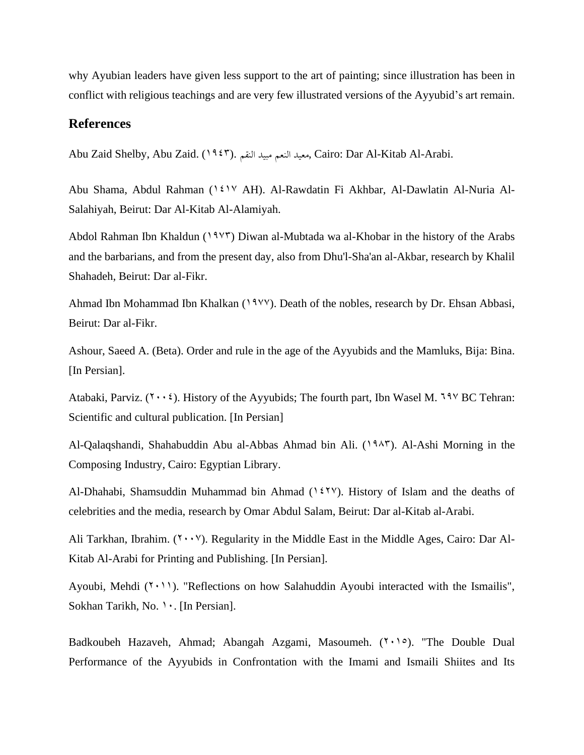why Ayubian leaders have given less support to the art of painting; since illustration has been in conflict with religious teachings and are very few illustrated versions of the Ayyubid's art remain.

## References

Abu Zaid Shelby, Abu Zaid. (١٩٤٣). معيد النعم مبيد النقم, Cairo: Dar Al-Kitab Al-Arabi.

Abu Shama, Abdul Rahman (١٤١٧ AH). Al-Rawdatin Fi Akhbar, Al-Dawlatin Al-Nuria Al-Salahiyah, Beirut: Dar Al-Kitab Al-Alamiyah.

Abdol Rahman Ibn Khaldun (١٩٧٣) Diwan al-Mubtada wa al-Khobar in the history of the Arabs and the barbarians, and from the present day, also from Dhu'l-Sha'an al-Akbar, research by Khalil Shahadeh, Beirut: Dar al-Fikr.

Ahmad Ibn Mohammad Ibn Khalkan (١٩٧٧). Death of the nobles, research by Dr. Ehsan Abbasi, Beirut: Dar al-Fikr.

Ashour, Saeed A. (Beta). Order and rule in the age of the Ayyubids and the Mamluks, Bija: Bina. [In Persian].

Atabaki, Parviz. (٢٠٠٤). History of the Ayyubids; The fourth part, Ibn Wasel M. ٦٩٧ BC Tehran: Scientific and cultural publication. [In Persian]

Al-Qalaqshandi, Shahabuddin Abu al-Abbas Ahmad bin Ali. (١٩٨٣). Al-Ashi Morning in the Composing Industry, Cairo: Egyptian Library.

Al-Dhahabi, Shamsuddin Muhammad bin Ahmad (١٤٢٧). History of Islam and the deaths of celebrities and the media, research by Omar Abdul Salam, Beirut: Dar al-Kitab al-Arabi.

Ali Tarkhan, Ibrahim. (٢٠٠٧). Regularity in the Middle East in the Middle Ages, Cairo: Dar Al-Kitab Al-Arabi for Printing and Publishing. [In Persian].

Ayoubi, Mehdi (٢٠١١). "Reflections on how Salahuddin Ayoubi interacted with the Ismailis", Sokhan Tarikh, No. ١٠. [In Persian].

Badkoubeh Hazaveh, Ahmad; Abangah Azgami, Masoumeh. (٢٠١٥). "The Double Dual Performance of the Ayyubids in Confrontation with the Imami and Ismaili Shiites and Its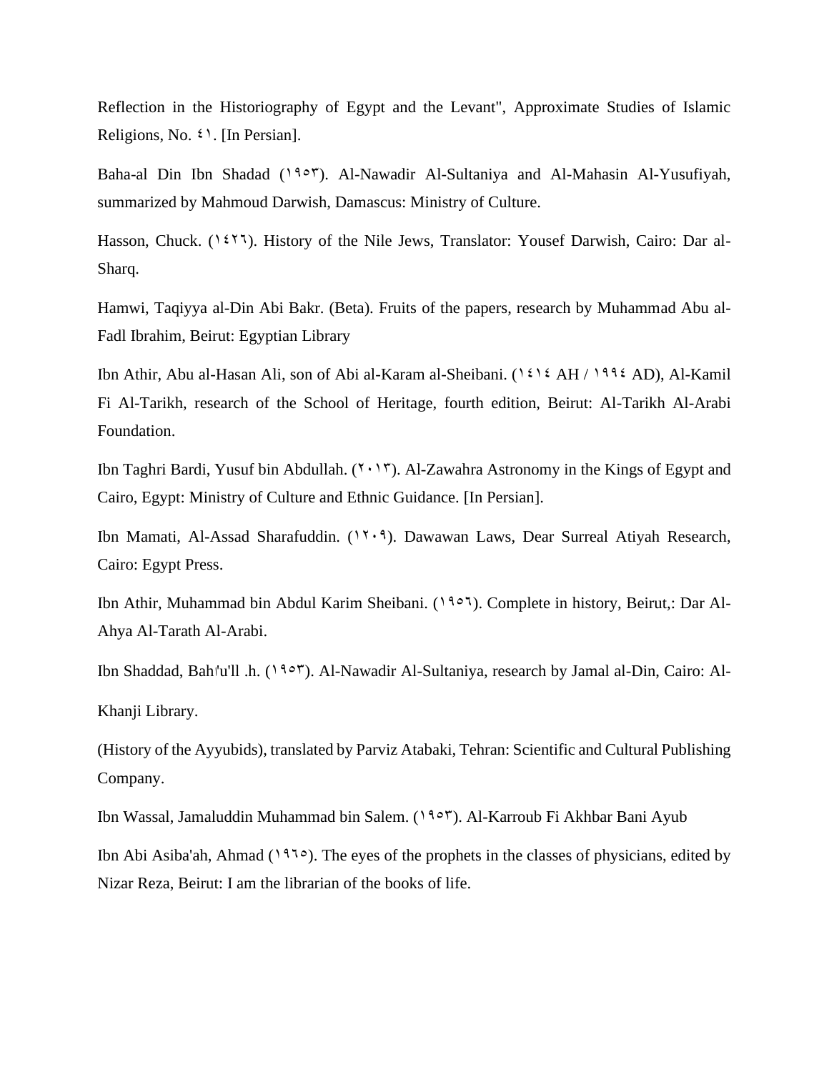Reflection in the Historiography of Egypt and the Levant", Approximate Studies of Islamic Religions, No. ٤١. [In Persian].

Baha-al Din Ibn Shadad (١٩٥٣). Al-Nawadir Al-Sultaniya and Al-Mahasin Al-Yusufiyah, summarized by Mahmoud Darwish, Damascus: Ministry of Culture.

Hasson, Chuck. (١٤٢٦). History of the Nile Jews, Translator: Yousef Darwish, Cairo: Dar al-Sharq.

Hamwi, Taqiyya al-Din Abi Bakr. (Beta). Fruits of the papers, research by Muhammad Abu al-Fadl Ibrahim, Beirut: Egyptian Library

Ibn Athir, Abu al-Hasan Ali, son of Abi al-Karam al-Sheibani. (١٤١٤ AH / ١٩٩٤ AD), Al-Kamil Fi Al-Tarikh, research of the School of Heritage, fourth edition, Beirut: Al-Tarikh Al-Arabi Foundation.

Ibn Taghri Bardi, Yusuf bin Abdullah. (٢٠١٣). Al-Zawahra Astronomy in the Kings of Egypt and Cairo, Egypt: Ministry of Culture and Ethnic Guidance. [In Persian].

Ibn Mamati, Al-Assad Sharafuddin. (١٢٠٩). Dawawan Laws, Dear Surreal Atiyah Research, Cairo: Egypt Press.

Ibn Athir, Muhammad bin Abdul Karim Sheibani. (١٩٥٦). Complete in history, Beirut,: Dar Al-Ahya Al-Tarath Al-Arabi.

Ibn Shaddad, Bahاu'll .h. (١٩٥٣). Al-Nawadir Al-Sultaniya, research by Jamal al-Din, Cairo: Al-Khanji Library.

(History of the Ayyubids), translated by Parviz Atabaki, Tehran: Scientific and Cultural Publishing Company.

Ibn Wassal, Jamaluddin Muhammad bin Salem. (١٩٥٣). Al-Karroub Fi Akhbar Bani Ayub

Ibn Abi Asiba'ah, Ahmad (١٩٦٥). The eyes of the prophets in the classes of physicians, edited by Nizar Reza, Beirut: I am the librarian of the books of life.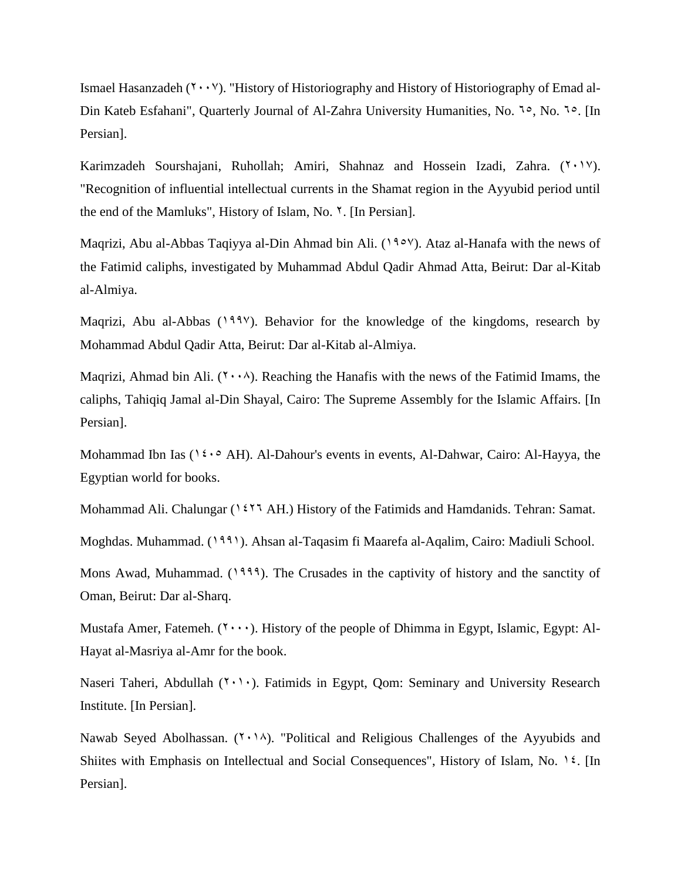Ismael Hasanzadeh (٢٠٠٧). "History of Historiography and History of Historiography of Emad al-Din Kateb Esfahani", Quarterly Journal of Al-Zahra University Humanities, No. ٦٥, No. ٦٥. [In Persian].

Karimzadeh Sourshajani, Ruhollah; Amiri, Shahnaz and Hossein Izadi, Zahra. (٢٠١٧). "Recognition of influential intellectual currents in the Shamat region in the Ayyubid period until the end of the Mamluks", History of Islam, No. ٢. [In Persian].

Maqrizi, Abu al-Abbas Taqiyya al-Din Ahmad bin Ali. (١٩٥٧). Ataz al-Hanafa with the news of the Fatimid caliphs, investigated by Muhammad Abdul Qadir Ahmad Atta, Beirut: Dar al-Kitab al-Almiya.

Maqrizi, Abu al-Abbas (١٩٩٧). Behavior for the knowledge of the kingdoms, research by Mohammad Abdul Qadir Atta, Beirut: Dar al-Kitab al-Almiya.

Maqrizi, Ahmad bin Ali. (٢٠٠٨). Reaching the Hanafis with the news of the Fatimid Imams, the caliphs, Tahiqiq Jamal al-Din Shayal, Cairo: The Supreme Assembly for the Islamic Affairs. [In Persian].

Mohammad Ibn Ias (١٤٠٥ AH). Al-Dahour's events in events, Al-Dahwar, Cairo: Al-Hayya, the Egyptian world for books.

Mohammad Ali. Chalungar (١٤٢٦ AH.) History of the Fatimids and Hamdanids. Tehran: Samat.

Moghdas. Muhammad. (١٩٩١). Ahsan al-Taqasim fi Maarefa al-Aqalim, Cairo: Madiuli School.

Mons Awad, Muhammad. (١٩٩٩). The Crusades in the captivity of history and the sanctity of Oman, Beirut: Dar al-Sharq.

Mustafa Amer, Fatemeh. (٢٠٠٠). History of the people of Dhimma in Egypt, Islamic, Egypt: Al-Hayat al-Masriya al-Amr for the book.

Naseri Taheri, Abdullah (٢٠١٠). Fatimids in Egypt, Qom: Seminary and University Research Institute. [In Persian].

Nawab Seyed Abolhassan. (٢٠١٨). "Political and Religious Challenges of the Ayyubids and Shiites with Emphasis on Intellectual and Social Consequences", History of Islam, No. ١٤. [In Persian].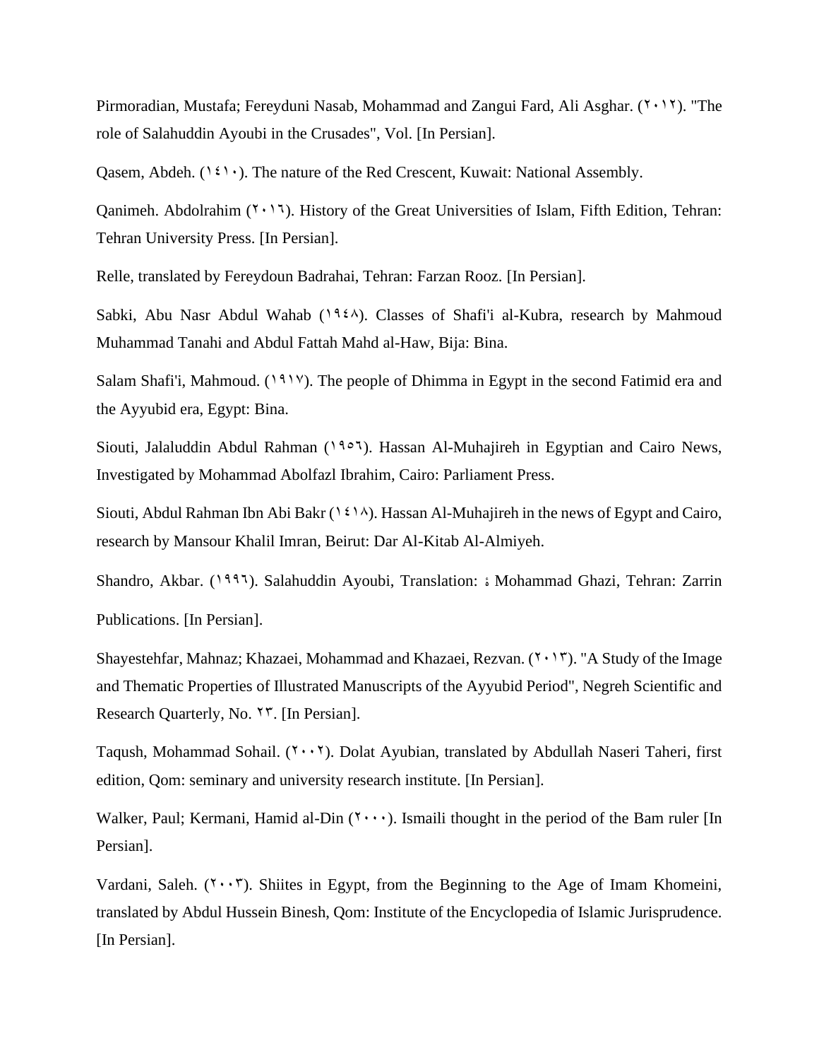Pirmoradian, Mustafa; Fereyduni Nasab, Mohammad and Zangui Fard, Ali Asghar. (۲۰۱۲). "The role of Salahuddin Ayoubi in the Crusades", Vol. [In Persian].

Qasem, Abdeh. (۱٤۱۰). The nature of the Red Crescent, Kuwait: National Assembly.

Qanimeh. Abdolrahim (۲۰۱٦). History of the Great Universities of Islam, Fifth Edition, Tehran: Tehran University Press. [In Persian].

Relle, translated by Fereydoun Badrahai, Tehran: Farzan Rooz. [In Persian].

Sabki, Abu Nasr Abdul Wahab (۱۹٤۸). Classes of Shafi'i al-Kubra, research by Mahmoud Muhammad Tanahi and Abdul Fattah Mahd al-Haw, Bija: Bina.

Salam Shafi'i, Mahmoud. (۱۹۱۷). The people of Dhimma in Egypt in the second Fatimid era and the Ayyubid era, Egypt: Bina.

Siouti, Jalaluddin Abdul Rahman (۱۹٥٦). Hassan Al-Muhajireh in Egyptian and Cairo News, Investigated by Mohammad Abolfazl Ibrahim, Cairo: Parliament Press.

Siouti, Abdul Rahman Ibn Abi Bakr (۱٤۱۸). Hassan Al-Muhajireh in the news of Egypt and Cairo, research by Mansour Khalil Imran, Beirut: Dar Al-Kitab Al-Almiyeh.

Shandro, Akbar. (۱۹۹٦). Salahuddin Ayoubi, Translation: ة Mohammad Ghazi, Tehran: Zarrin Publications. [In Persian].

Shayestehfar, Mahnaz; Khazaei, Mohammad and Khazaei, Rezvan. (۲۰۱۳). "A Study of the Image and Thematic Properties of Illustrated Manuscripts of the Ayyubid Period", Negreh Scientific and Research Quarterly, No. ۲۳. [In Persian].

Taqush, Mohammad Sohail. (۲۰۰۲). Dolat Ayubian, translated by Abdullah Naseri Taheri, first edition, Qom: seminary and university research institute. [In Persian].

Walker, Paul; Kermani, Hamid al-Din (۲۰۰۰). Ismaili thought in the period of the Bam ruler [In Persian].

Vardani, Saleh. (۲۰۰۳). Shiites in Egypt, from the Beginning to the Age of Imam Khomeini, translated by Abdul Hussein Binesh, Qom: Institute of the Encyclopedia of Islamic Jurisprudence. [In Persian].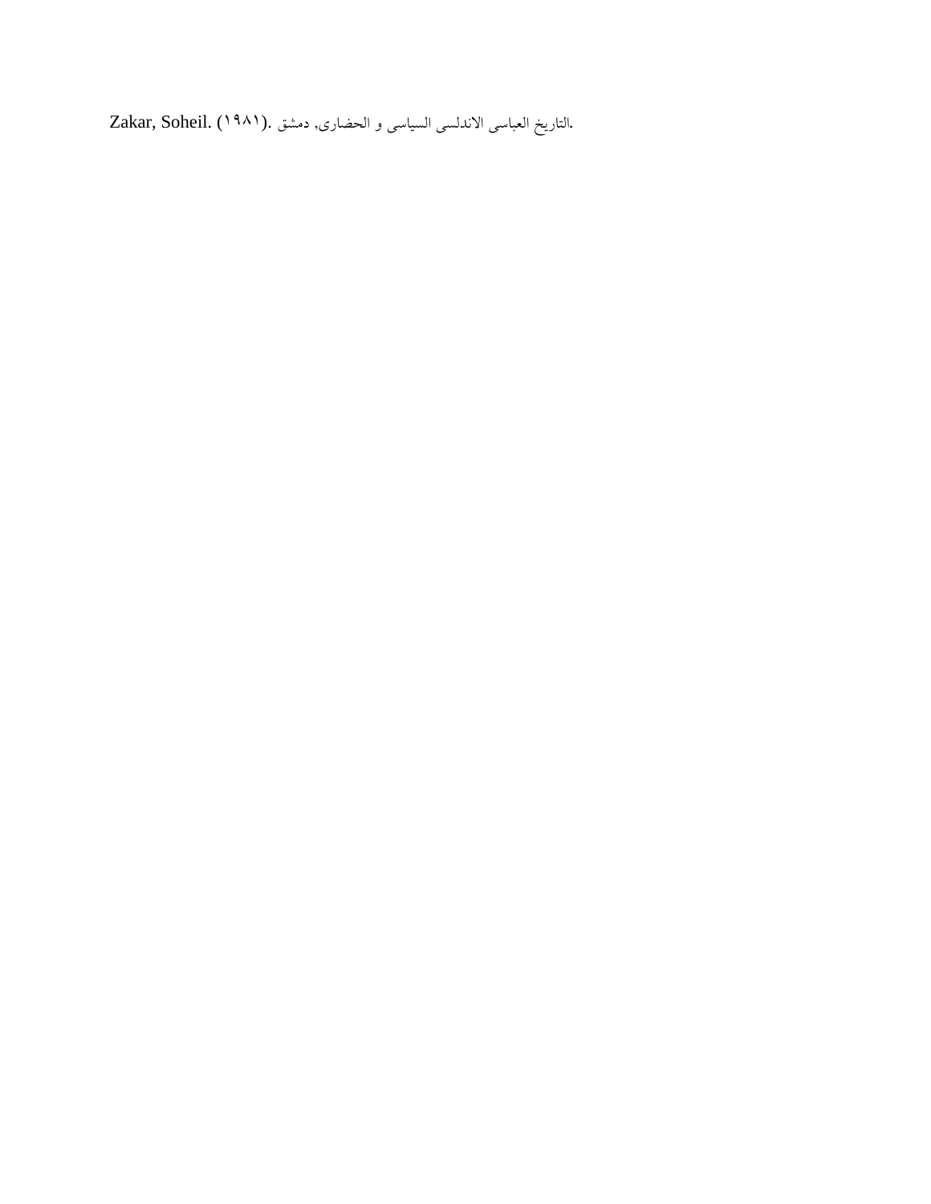Zakar, Soheil. (۱۹۸۱). التاريخ العباسى الاندلسى السياسى و الحضارى, دمشق.